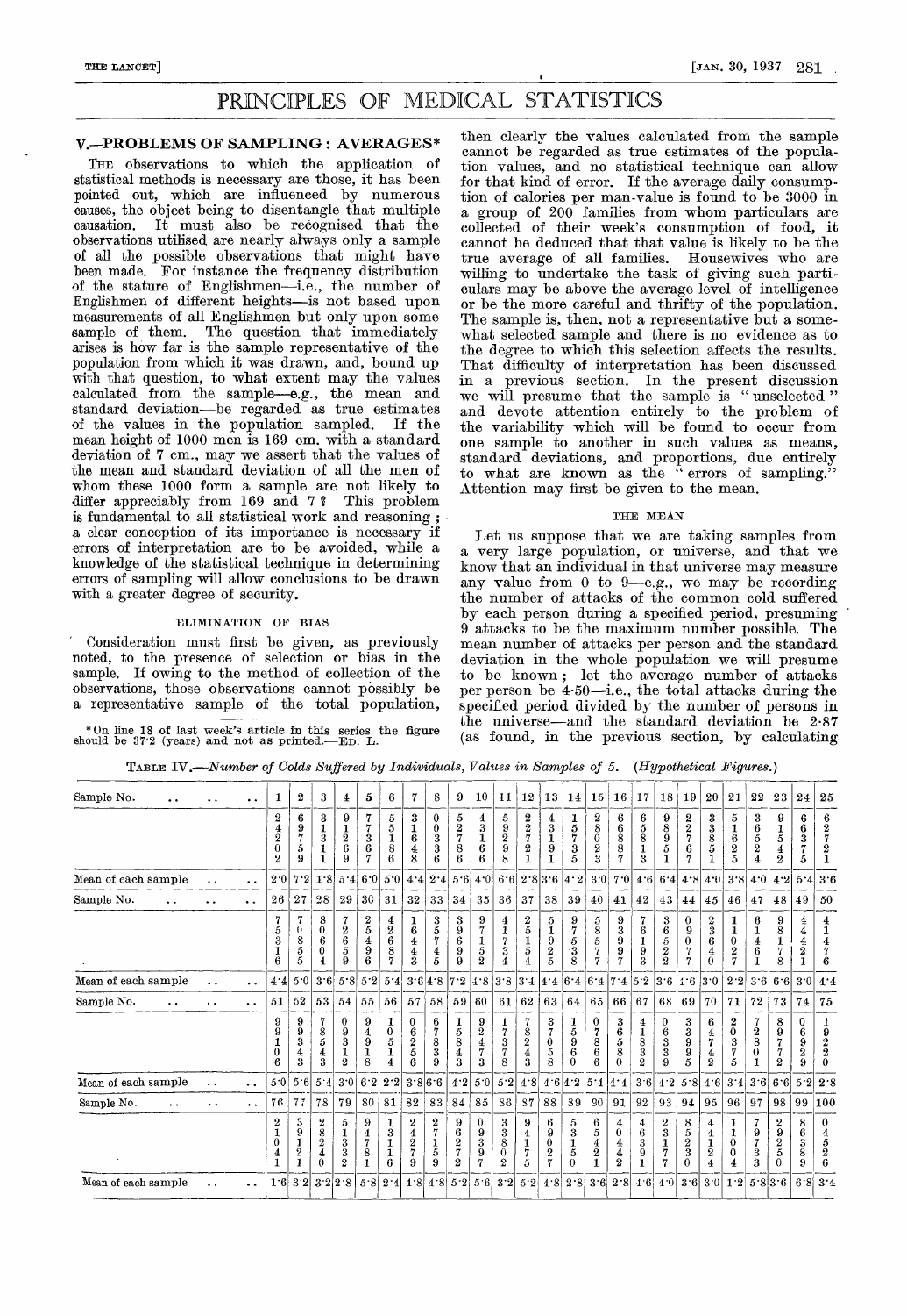# PRINCIPLES OF MEDICAL STATISTICS

## V.—PROBLEMS OF SAMPLING: AVERAGES*

The observations to which the application of statistical methods is necessary are those, it has been pointed out, which are influenced by numerous causes, the object being to disentangle that multiple causation. It must also be recognised that the observations utilised are nearly always only a sample of all the possible observations that might have been made. For instance the frequency distribution of the stature of Englishmen—i.e., the number of Englishmen of different heights—is not based upon measurements of all Englishmen but only upon some sample of them. The question that immediately arises is how far is the sample representative of the population from which it was drawn, and, bound up with that question, to what extent may the values calculated from the sample—e.g., the mean and standard deviation—be regarded as true estimates of the values in the population sampled. If the mean height of 1000 men is 169 cm. with a standard deviation of 7 cm., may we assert that the values of the mean and standard deviation of all the men of whom these 1000 form a sample are not likely to differ appreciably from 169 and 7? This problem is fundamental to all statistical work and reasoning; a clear conception of its importance is necessary if errors of interpretation are to be avoided, while a knowledge of the statistical technique in determining errors of sampling will allow conclusions to be drawn with a greater degree of security.

### ELIMINATION OF BIAS

Consideration must first be given, as previously noted, to the presence of selection or bias in the sample. If owing to the method of collection of the observations, those observations cannot possibly be a representative sample of the total population, then clearly the values calculated from the sample cannot be regarded as true estimates of the population values, and no statistical technique can allow for that kind of error. If the average daily consumption of calories per man-value is found to be 3000 in a group of 200 families from whom particulars are collected of their week's consumption of food, it cannot be deduced that that value is likely to be the true average of all families. Housewives who are willing to undertake the task of giving such particulars may be above the average level of intelligence or be the more careful and thrifty of the population. The sample is, then, not a representative but a somewhat selected sample and there is no evidence as to the degree to which this selection affects the results. That difficulty of interpretation has been discussed in a previous section. In the present discussion we will presume that the sample is "unselected" and devote attention entirely to the problem of the variability which will be found to occur from one sample to another in such values as means, standard deviations, and proportions, due entirely to what are known as the "errors of sampling." Attention may first be given to the mean.

### THE MEAN

Let us suppose that we are taking samples from a very large population, or universe, and that we know that an individual in that universe may measure any value from 0 to 9—e.g., we may be recording the number of attacks of the common cold suffered by each person during a specified period, presuming 9 attacks to be the maximum number possible. The mean number of attacks per person and the standard deviation in the whole population we will presume to be known; let the average number of attacks per person be 4·50—i.e., the total attacks during the specified period divided by the number of persons in the universe—and the standard deviation be 2·87 (as found, in the previous section, by calculating

\*On line 18 of last week's article in this series the figure should be 37·2 (years) and not as printed.—Ed. L.

TABLE IV.—*Number of Colds Suffered by Individuals, Values in Samples of 5.* (*Hypothetical Figures.*)

| Sample No. | 1 | 2 | 3 | 4 | 5 | 6 | 7 | 8 | 9 | 10 | 11 | 12 | 13 | 14 | 15 | 16 | 17 | 18 | 19 | 20 | 21 | 22 | 23 | 24 | 25 |
|---|---|---|---|---|---|---|---|---|---|---|---|---|---|---|---|---|---|---|---|---|---|---|---|---|---|
| | 2 | 6 | 3 | 9 | 7 | 5 | 3 | 0 | 5 | 4 | 5 | 2 | 4 | 1 | 2 | 6 | 6 | 9 | 2 | 3 | 5 | 3 | 9 | 6 | 6 |
| | 4 | 9 | 1 | 1 | 7 | 5 | 1 | 0 | 2 | 3 | 9 | 2 | 3 | 5 | 8 | 6 | 5 | 8 | 2 | 3 | 1 | 6 | 1 | 6 | 2 |
| | 2 | 7 | 3 | 2 | 3 | 1 | 6 | 3 | 7 | 1 | 2 | 7 | 1 | 7 | 0 | 8 | 8 | 9 | 7 | 8 | 6 | 5 | 5 | 3 | 7 |
| | 0 | 5 | 1 | 6 | 6 | 8 | 4 | 3 | 8 | 6 | 9 | 2 | 9 | 3 | 2 | 8 | 1 | 5 | 6 | 5 | 2 | 2 | 4 | 7 | 2 |
| | 2 | 9 | 1 | 9 | 7 | 6 | 8 | 6 | 6 | 6 | 8 | 1 | 1 | 5 | 3 | 7 | 3 | 1 | 7 | 1 | 5 | 4 | 2 | 5 | 1 |
| Mean of each sample | 2·0 | 7·2 | 1·8 | 5·4 | 6·0 | 5·0 | 4·4 | 2·4 | 5·6 | 4·0 | 6·6 | 2·8 | 3·6 | 4·2 | 3·0 | 7·0 | 4·6 | 6·4 | 4·8 | 4·0 | 3·8 | 4·0 | 4·2 | 5·4 | 3·6 |
| Sample No. | 26 | 27 | 28 | 29 | 30 | 31 | 32 | 33 | 34 | 35 | 36 | 37 | 38 | 39 | 40 | 41 | 42 | 43 | 44 | 45 | 46 | 47 | 48 | 49 | 50 |
| | 7 | 7 | 8 | 7 | 2 | 4 | 1 | 3 | 3 | 9 | 4 | 2 | 5 | 9 | 5 | 9 | 7 | 3 | 0 | 2 | 1 | 6 | 9 | 4 | 4 |
| | 5 | 0 | 0 | 2 | 5 | 2 | 6 | 5 | 9 | 7 | 1 | 5 | 1 | 7 | 8 | 3 | 6 | 6 | 9 | 3 | 1 | 1 | 8 | 4 | 1 |
| | 3 | 8 | 6 | 6 | 4 | 6 | 4 | 7 | 6 | 1 | 7 | 1 | 9 | 5 | 5 | 9 | 1 | 5 | 0 | 6 | 0 | 4 | 1 | 4 | 4 |
| | 1 | 5 | 0 | 5 | 9 | 8 | 4 | 4 | 9 | 5 | 3 | 5 | 2 | 3 | 7 | 9 | 9 | 2 | 7 | 4 | 2 | 6 | 7 | 2 | 7 |
| | 6 | 5 | 4 | 9 | 6 | 7 | 3 | 5 | 9 | 2 | 4 | 4 | 5 | 8 | 7 | 7 | 3 | 2 | 7 | 0 | 7 | 1 | 8 | 1 | 6 |
| Mean of each sample | 4·4 | 5·0 | 3·6 | 5·8 | 5·2 | 5·4 | 3·6 | 4·8 | 7·2 | 4·8 | 3·8 | 3·4 | 4·4 | 6·4 | 6·4 | 7·4 | 5·2 | 3·6 | 4·6 | 3·0 | 2·2 | 3·6 | 6·6 | 3·0 | 4·4 |
| Sample No. | 51 | 52 | 53 | 54 | 55 | 56 | 57 | 58 | 59 | 60 | 61 | 62 | 63 | 64 | 65 | 66 | 67 | 68 | 69 | 70 | 71 | 72 | 73 | 74 | 75 |
| | 9 | 9 | 7 | 0 | 9 | 1 | 0 | 6 | 1 | 9 | 1 | 7 | 3 | 1 | 0 | 3 | 4 | 0 | 3 | 6 | 2 | 7 | 8 | 0 | 1 |
| | 9 | 9 | 8 | 9 | 4 | 0 | 6 | 7 | 5 | 2 | 7 | 8 | 7 | 5 | 7 | 6 | 1 | 6 | 3 | 4 | 0 | 2 | 9 | 6 | 9 |
| | 1 | 3 | 5 | 3 | 9 | 5 | 2 | 8 | 8 | 4 | 3 | 2 | 0 | 9 | 8 | 5 | 8 | 3 | 9 | 7 | 3 | 8 | 7 | 9 | 2 |
| | 0 | 4 | 4 | 1 | 1 | 1 | 5 | 3 | 4 | 7 | 7 | 4 | 5 | 6 | 6 | 8 | 3 | 3 | 9 | 4 | 7 | 0 | 7 | 2 | 2 |
| | 6 | 3 | 3 | 2 | 8 | 4 | 6 | 9 | 3 | 3 | 8 | 3 | 8 | 0 | 6 | 0 | 2 | 9 | 5 | 2 | 5 | 1 | 2 | 9 | 0 |
| Mean of each sample | 5·0 | 5·6 | 5·4 | 3·0 | 6·2 | 2·2 | 3·8 | 6·6 | 4·2 | 5·0 | 5·2 | 4·8 | 4·6 | 4·2 | 5·4 | 4·4 | 3·6 | 4·2 | 5·8 | 4·6 | 3·4 | 3·6 | 6·6 | 5·2 | 2·8 |
| Sample No. | 76 | 77 | 78 | 79 | 80 | 81 | 82 | 83 | 84 | 85 | 86 | 87 | 88 | 89 | 90 | 91 | 92 | 93 | 94 | 95 | 96 | 97 | 98 | 99 | 100 |
| | 2 | 3 | 2 | 5 | 9 | 1 | 2 | 2 | 9 | 0 | 3 | 9 | 6 | 5 | 6 | 4 | 4 | 2 | 8 | 4 | 1 | 7 | 2 | 8 | 0 |
| | 1 | 9 | 8 | 1 | 4 | 3 | 4 | 7 | 6 | 9 | 3 | 4 | 9 | 3 | 5 | 0 | 0 | 6 | 3 | 5 | 1 | 9 | 9 | 6 | 4 |
| | 0 | 1 | 2 | 3 | 7 | 1 | 2 | 1 | 2 | 3 | 8 | 1 | 0 | 1 | 4 | 6 | 3 | 1 | 2 | 1 | 0 | 7 | 2 | 3 | 5 |
| | 4 | 2 | 4 | 3 | 8 | 1 | 7 | 5 | 7 | 9 | 0 | 7 | 2 | 5 | 2 | 4 | 9 | 7 | 3 | 3 | 0 | 3 | 5 | 8 | 2 |
| | 1 | 1 | 0 | 2 | 1 | 6 | 9 | 9 | 2 | 7 | 2 | 5 | 7 | 0 | 1 | 0 | 7 | 4 | 2 | 2 | 4 | 3 | 0 | 9 | 6 |
| Mean of each sample | 1·6 | 3·2 | 3·2 | 2·8 | 5·8 | 2·4 | 4·8 | 4·8 | 5·2 | 5·6 | 3·2 | 5·2 | 4·8 | 2·8 | 3·6 | 2·8 | 4·6 | 4·0 | 3·6 | 3·0 | 1·2 | 5·8 | 3·6 | 6·8 | 3·4 |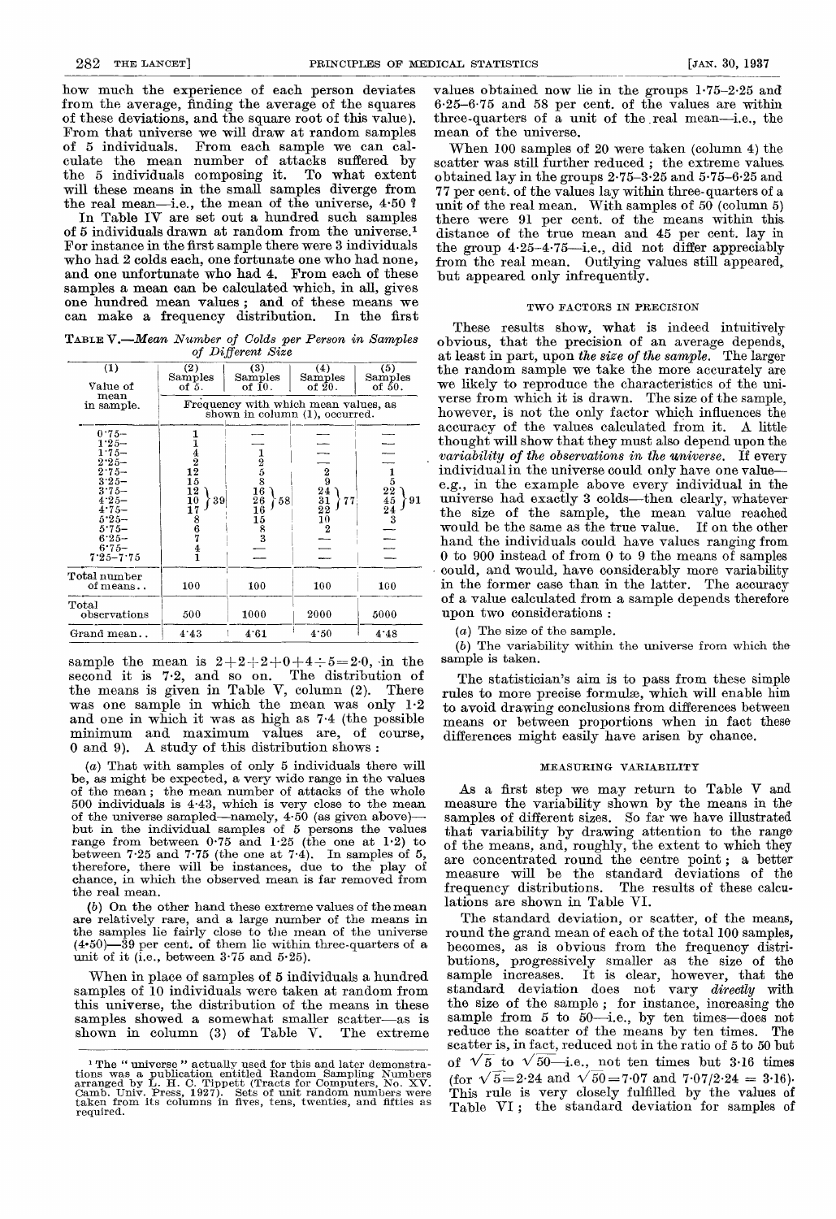how much the experience of each person deviates from the average, finding the average of the squares of these deviations, and the square root of this value). From that universe we will draw at random samples of 5 individuals. From each sample we can calculate the mean number of attacks suffered by the 5 individuals composing it. To what extent will these means in the small samples diverge from the real mean—i.e., the mean of the universe, 4·50 ?

In Table IV are set out a hundred such samples of 5 individuals drawn at random from the universe.[1] For instance in the first sample there were 3 individuals who had 2 colds each, one fortunate one who had none, and one unfortunate who had 4. From each of these samples a mean can be calculated which, in all, gives one hundred mean values; and of these means we can make a frequency distribution. In the first sample the mean is 2+2+2+0+4÷5=2·0, in the second it is 7·2, and so on. The distribution of the means is given in Table V, column (2). There was one sample in which the mean was only 1·2 and one in which it was as high as 7·4 (the possible minimum and maximum values are, of course, 0 and 9). A study of this distribution shows :

TABLE V.—*Mean Number of Colds per Person in Samples of Different Size*

| (1) Value of mean in sample. | (2) Samples of 5. | (3) Samples of 10. | (4) Samples of 20. | (5) Samples of 50. |
|---|---|---|---|---|
| | Frequency with which mean values, as shown in column (1), occurred. | | | |
| 0·75– | 1 | — | — | — |
| 1·25– | 1 | — | — | — |
| 1·75– | 4 | 1 | — | — |
| 2·25– | 2 | 2 | — | — |
| 2·75– | 12 | 5 | 2 | 1 |
| 3·25– | 15 | 8 | 9 | 5 |
| 3·75– | 12 } | 16 } | 24 } | 22 } |
| 4·25– | 10 } 39 | 26 } 58 | 31 } 77 | 45 } 91 |
| 4·75– | 17 } | 16 } | 22 } | 24 } |
| 5·25– | 8 | 15 | 10 | 3 |
| 5·75– | 6 | 8 | 2 | — |
| 6·25– | 7 | 3 | — | — |
| 6·75– | 4 | — | — | — |
| 7·25–7·75 | 1 | — | — | — |
| Total number of means.. | 100 | 100 | 100 | 100 |
| Total observations | 500 | 1000 | 2000 | 5000 |
| Grand mean.. | 4·43 | 4·61 | 4·50 | 4·48 |

(*a*) That with samples of only 5 individuals there will be, as might be expected, a very wide range in the values of the mean; the mean number of attacks of the whole 500 individuals is 4·43, which is very close to the mean of the universe sampled—namely, 4·50 (as given above)—but in the individual samples of 5 persons the values range from between 0·75 and 1·25 (the one at 1·2) to between 7·25 and 7·75 (the one at 7·4). In samples of 5, therefore, there will be instances, due to the play of chance, in which the observed mean is far removed from the real mean.

(*b*) On the other hand these extreme values of the mean are relatively rare, and a large number of the means in the samples lie fairly close to the mean of the universe (4·50)—39 per cent. of them lie within three-quarters of a unit of it (i.e., between 3·75 and 5·25).

When in place of samples of 5 individuals a hundred samples of 10 individuals were taken at random from this universe, the distribution of the means in these samples showed a somewhat smaller scatter—as is shown in column (3) of Table V. The extreme values obtained now lie in the groups 1·75–2·25 and 6·25–6·75 and 58 per cent. of the values are within three-quarters of a unit of the real mean—i.e., the mean of the universe.

When 100 samples of 20 were taken (column 4) the scatter was still further reduced ; the extreme values obtained lay in the groups 2·75–3·25 and 5·75–6·25 and 77 per cent. of the values lay within three-quarters of a unit of the real mean. With samples of 50 (column 5) there were 91 per cent. of the means within this distance of the true mean and 45 per cent. lay in the group 4·25–4·75—i.e., did not differ appreciably from the real mean. Outlying values still appeared, but appeared only infrequently.

### TWO FACTORS IN PRECISION

These results show, what is indeed intuitively obvious, that the precision of an average depends, at least in part, upon *the size of the sample*. The larger the random sample we take the more accurately are we likely to reproduce the characteristics of the universe from which it is drawn. The size of the sample, however, is not the only factor which influences the accuracy of the values calculated from it. A little thought will show that they must also depend upon the *variability of the observations in the universe*. If every individual in the universe could only have one value—e.g., in the example above every individual in the universe had exactly 3 colds—then clearly, whatever the size of the sample, the mean value reached would be the same as the true value. If on the other hand the individuals could have values ranging from 0 to 900 instead of from 0 to 9 the means of samples could, and would, have considerably more variability in the former case than in the latter. The accuracy of a value calculated from a sample depends therefore upon two considerations :

(*a*) The size of the sample.

(*b*) The variability within the universe from which the sample is taken.

The statistician's aim is to pass from these simple rules to more precise formulæ, which will enable him to avoid drawing conclusions from differences between means or between proportions when in fact these differences might easily have arisen by chance.

### MEASURING VARIABILITY

As a first step we may return to Table V and measure the variability shown by the means in the samples of different sizes. So far we have illustrated that variability by drawing attention to the range of the means, and, roughly, the extent to which they are concentrated round the centre point ; a better measure will be the standard deviations of the frequency distributions. The results of these calculations are shown in Table VI.

The standard deviation, or scatter, of the means, round the grand mean of each of the total 100 samples, becomes, as is obvious from the frequency distributions, progressively smaller as the size of the sample increases. It is clear, however, that the standard deviation does not vary *directly* with the size of the sample ; for instance, increasing the sample from 5 to 50—i.e., by ten times—does not reduce the scatter of the means by ten times. The scatter is, in fact, reduced not in the ratio of 5 to 50 but of $\sqrt{5}$ to $\sqrt{50}$—i.e., not ten times but 3·16 times (for $\sqrt{5}=2{\cdot}24$ and $\sqrt{50}=7{\cdot}07$ and $7{\cdot}07/2{\cdot}24 = 3{\cdot}16$). This rule is very closely fulfilled by the values of Table VI ; the standard deviation for samples of

[1] The "universe" actually used for this and later demonstrations was a publication entitled Random Sampling Numbers arranged by L. H. C. Tippett (Tracts for Computers, No. XV. Camb. Univ. Press, 1927). Sets of unit random numbers were taken from its columns in fives, tens, twenties, and fifties as required.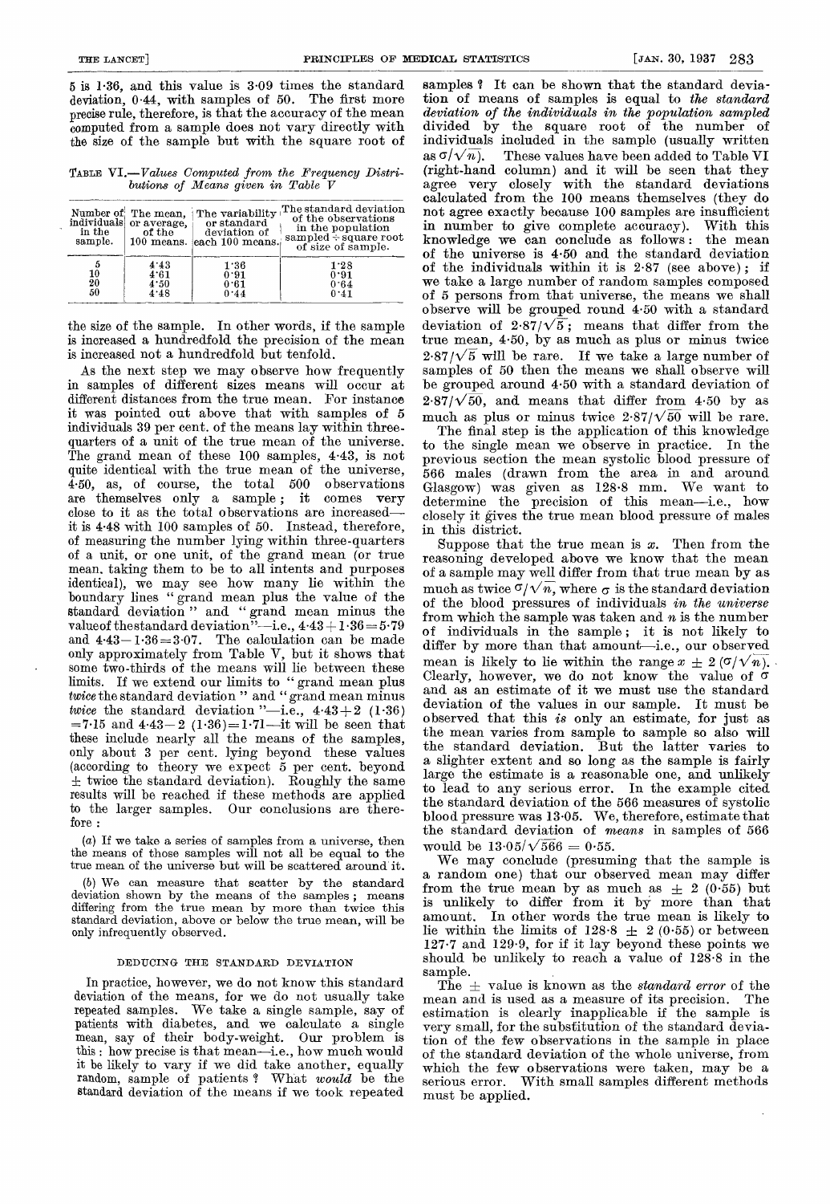5 is 1·36, and this value is 3·09 times the standard deviation, 0·44, with samples of 50. The first more precise rule, therefore, is that the accuracy of the mean computed from a sample does not vary directly with the size of the sample but with the square root of the size of the sample. In other words, if the sample is increased a hundredfold the precision of the mean is increased not a hundredfold but tenfold.

TABLE VI.—*Values Computed from the Frequency Distributions of Means given in Table V*

| Number of individuals in the sample. | The mean, or average, of the 100 means. | The variability or standard deviation of each 100 means. | The standard deviation of the observations in the population sampled ÷ square root of size of sample. |
|---|---|---|---|
| 5 | 4·43 | 1·36 | 1·28 |
| 10 | 4·61 | 0·91 | 0·91 |
| 20 | 4·50 | 0·61 | 0·64 |
| 50 | 4·48 | 0·44 | 0·41 |

As the next step we may observe how frequently in samples of different sizes means will occur at different distances from the true mean. For instance it was pointed out above that with samples of 5 individuals 39 per cent. of the means lay within three-quarters of a unit of the true mean of the universe. The grand mean of these 100 samples, 4·43, is not quite identical with the true mean of the universe, 4·50, as, of course, the total 500 observations are themselves only a sample; it comes very close to it as the total observations are increased—it is 4·48 with 100 samples of 50. Instead, therefore, of measuring the number lying within three-quarters of a unit, or one unit, of the grand mean (or true mean, taking them to be to all intents and purposes identical), we may see how many lie within the boundary lines "grand mean plus the value of the standard deviation" and "grand mean minus the value of the standard deviation"—i.e., 4·43 + 1·36 = 5·79 and 4·43 − 1·36 = 3·07. The calculation can be made only approximately from Table V, but it shows that some two-thirds of the means will lie between these limits. If we extend our limits to "grand mean plus *twice* the standard deviation" and "grand mean minus *twice* the standard deviation"—i.e., 4·43 + 2 (1·36) = 7·15 and 4·43 − 2 (1·36) = 1·71—it will be seen that these include nearly all the means of the samples, only about 3 per cent. lying beyond these values (according to theory we expect 5 per cent. beyond ± twice the standard deviation). Roughly the same results will be reached if these methods are applied to the larger samples. Our conclusions are therefore:

(*a*) If we take a series of samples from a universe, then the means of those samples will not all be equal to the true mean of the universe but will be scattered around it.

(*b*) We can measure that scatter by the standard deviation shown by the means of the samples; means differing from the true mean by more than twice this standard deviation, above or below the true mean, will be only infrequently observed.

### DEDUCING THE STANDARD DEVIATION

In practice, however, we do not know this standard deviation of the means, for we do not usually take repeated samples. We take a single sample, say of patients with diabetes, and we calculate a single mean, say of their body-weight. Our problem is this: how precise is that mean—i.e., how much would it be likely to vary if we did take another, equally random, sample of patients? What *would* be the standard deviation of the means if we took repeated samples? It can be shown that the standard deviation of means of samples is equal to *the standard deviation of the individuals in the population sampled* divided by the square root of the number of individuals included in the sample (usually written as $\sigma/\sqrt{n}$). These values have been added to Table VI (right-hand column) and it will be seen that they agree very closely with the standard deviations calculated from the 100 means themselves (they do not agree exactly because 100 samples are insufficient in number to give complete accuracy). With this knowledge we can conclude as follows: the mean of the universe is 4·50 and the standard deviation of the individuals within it is 2·87 (see above); if we take a large number of random samples composed of 5 persons from that universe, the means we shall observe will be grouped round 4·50 with a standard deviation of $2{\cdot}87/\sqrt{5}$; means that differ from the true mean, 4·50, by as much as plus or minus twice $2{\cdot}87/\sqrt{5}$ will be rare. If we take a large number of samples of 50 then the means we shall observe will be grouped around 4·50 with a standard deviation of $2{\cdot}87/\sqrt{50}$, and means that differ from 4·50 by as much as plus or minus twice $2{\cdot}87/\sqrt{50}$ will be rare.

The final step is the application of this knowledge to the single mean we observe in practice. In the previous section the mean systolic blood pressure of 566 males (drawn from the area in and around Glasgow) was given as 128·8 mm. We want to determine the precision of this mean—i.e., how closely it gives the true mean blood pressure of males in this district.

Suppose that the true mean is $x$. Then from the reasoning developed above we know that the mean of a sample may well differ from that true mean by as much as twice $\sigma/\sqrt{n}$, where $\sigma$ is the standard deviation of the blood pressures of individuals *in the universe* from which the sample was taken and $n$ is the number of individuals in the sample; it is not likely to differ by more than that amount—i.e., our observed mean is likely to lie within the range $x \pm 2\,(\sigma/\sqrt{n})$. Clearly, however, we do not know the value of $\sigma$ and as an estimate of it we must use the standard deviation of the values in our sample. It must be observed that this *is* only an estimate, for just as the mean varies from sample to sample so also will the standard deviation. But the latter varies to a slighter extent and so long as the sample is fairly large the estimate is a reasonable one, and unlikely to lead to any serious error. In the example cited the standard deviation of the 566 measures of systolic blood pressure was 13·05. We, therefore, estimate that the standard deviation of *means* in samples of 566 would be $13{\cdot}05/\sqrt{566} = 0{\cdot}55$.

We may conclude (presuming that the sample is a random one) that our observed mean may differ from the true mean by as much as ± 2 (0·55) but is unlikely to differ from it by more than that amount. In other words the true mean is likely to lie within the limits of 128·8 ± 2 (0·55) or between 127·7 and 129·9, for if it lay beyond these points we should be unlikely to reach a value of 128·8 in the sample.

The ± value is known as the *standard error* of the mean and is used as a measure of its precision. The estimation is clearly inapplicable if the sample is very small, for the substitution of the standard deviation of the few observations in the sample in place of the standard deviation of the whole universe, from which the few observations were taken, may be a serious error. With small samples different methods must be applied.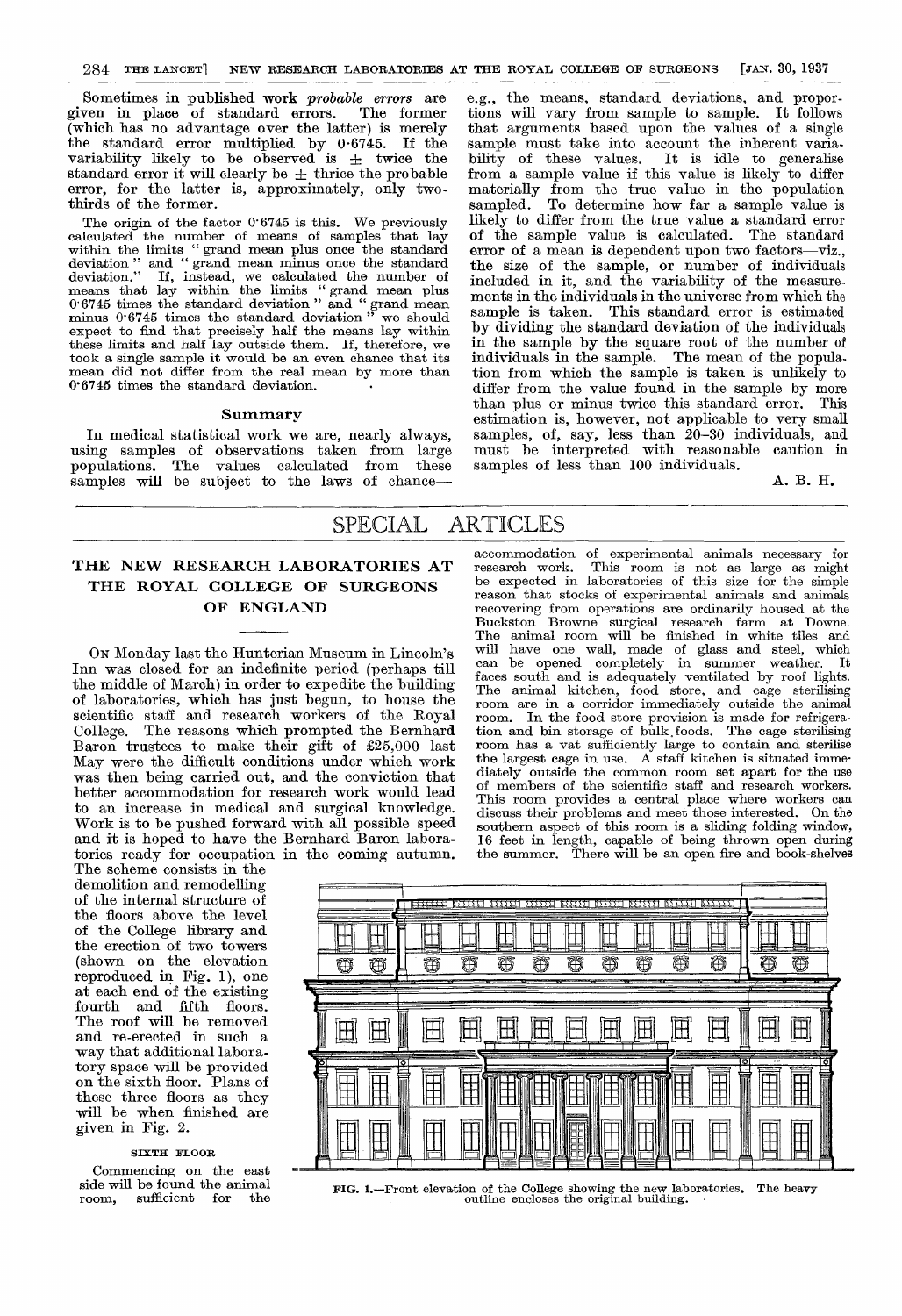Sometimes in published work *probable errors* are given in place of standard errors. The former (which has no advantage over the latter) is merely the standard error multiplied by 0·6745. If the variability likely to be observed is ± twice the standard error it will clearly be ± thrice the probable error, for the latter is, approximately, only two-thirds of the former.

The origin of the factor 0·6745 is this. We previously calculated the number of means of samples that lay within the limits "grand mean plus once the standard deviation" and "grand mean minus once the standard deviation." If, instead, we calculated the number of means that lay within the limits "grand mean plus 0·6745 times the standard deviation" and "grand mean minus 0·6745 times the standard deviation" we should expect to find that precisely half the means lay within these limits and half lay outside them. If, therefore, we took a single sample it would be an even chance that its mean did not differ from the real mean by more than 0·6745 times the standard deviation.

### Summary

In medical statistical work we are, nearly always, using samples of observations taken from large populations. The values calculated from these samples will be subject to the laws of chance—e.g., the means, standard deviations, and proportions will vary from sample to sample. It follows that arguments based upon the values of a single sample must take into account the inherent variability of these values. It is idle to generalise from a sample value if this value is likely to differ materially from the true value in the population sampled. To determine how far a sample value is likely to differ from the true value a standard error of the sample value is calculated. The standard error of a mean is dependent upon two factors—viz., the size of the sample, or number of individuals included in it, and the variability of the measurements in the individuals in the universe from which the sample is taken. This standard error is estimated by dividing the standard deviation of the individuals in the sample by the square root of the number of individuals in the sample. The mean of the population from which the sample is taken is unlikely to differ from the value found in the sample by more than plus or minus twice this standard error. This estimation is, however, not applicable to very small samples, of, say, less than 20–30 individuals, and must be interpreted with reasonable caution in samples of less than 100 individuals.

A. B. H.

# SPECIAL ARTICLES

## THE NEW RESEARCH LABORATORIES AT THE ROYAL COLLEGE OF SURGEONS OF ENGLAND

On Monday last the Hunterian Museum in Lincoln's Inn was closed for an indefinite period (perhaps till the middle of March) in order to expedite the building of laboratories, which has just begun, to house the scientific staff and research workers of the Royal College. The reasons which prompted the Bernhard Baron trustees to make their gift of £25,000 last May were the difficult conditions under which work was then being carried out, and the conviction that better accommodation for research work would lead to an increase in medical and surgical knowledge. Work is to be pushed forward with all possible speed and it is hoped to have the Bernhard Baron laboratories ready for occupation in the coming autumn. The scheme consists in the demolition and remodelling of the internal structure of the floors above the level of the College library and the erection of two towers (shown on the elevation reproduced in Fig. 1), one at each end of the existing fourth and fifth floors. The roof will be removed and re-erected in such a way that additional laboratory space will be provided on the sixth floor. Plans of these three floors as they will be when finished are given in Fig. 2.

### SIXTH FLOOR

Commencing on the east side will be found the animal room, sufficient for the accommodation of experimental animals necessary for research work. This room is not as large as might be expected in laboratories of this size for the simple reason that stocks of experimental animals and animals recovering from operations are ordinarily housed at the Buckston Browne surgical research farm at Downe. The animal room will be finished in white tiles and will have one wall, made of glass and steel, which can be opened completely in summer weather. It faces south and is adequately ventilated by roof lights. The animal kitchen, food store, and cage sterilising room are in a corridor immediately outside the animal room. In the food store provision is made for refrigeration and bin storage of bulk foods. The cage sterilising room has a vat sufficiently large to contain and sterilise the largest cage in use. A staff kitchen is situated immediately outside the common room set apart for the use of members of the scientific staff and research workers. This room provides a central place where workers can discuss their problems and meet those interested. On the southern aspect of this room is a sliding folding window, 16 feet in length, capable of being thrown open during the summer. There will be an open fire and book-shelves

FIG. 1.—Front elevation of the College showing the new laboratories. The heavy outline encloses the original building.